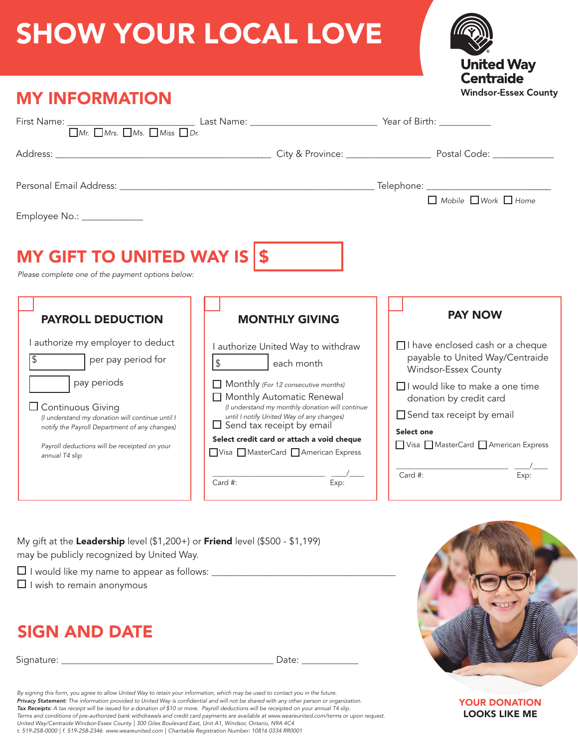# SHOW YOUR LOCAL LOVE

United Way Centraide
Windsor-Essex County

## MY INFORMATION

First Name: ________________________ Last Name: ________________________ Year of Birth: __________

☐ Mr. ☐ Mrs. ☐ Ms. ☐ Miss ☐ Dr.

Address: ____________________________________________ City & Province: ________________ Postal Code: ____________

Personal Email Address: __________________________________________________ Telephone: ________________________

☐ Mobile ☐ Work ☐ Home

Employee No.: ____________

## MY GIFT TO UNITED WAY IS $

*Please complete one of the payment options below:*

### ☐ PAYROLL DEDUCTION

I authorize my employer to deduct

$ ________ per pay period for

________ pay periods

☐ Continuous Giving
*(I understand my donation will continue until I notify the Payroll Department of any changes)*

*Payroll deductions will be receipted on your annual T4 slip*

### ☐ MONTHLY GIVING

I authorize United Way to withdraw

$ ________ each month

☐ Monthly *(For 12 consecutive months)*

☐ Monthly Automatic Renewal
*(I understand my monthly donation will continue until I notify United Way of any changes)*

☐ Send tax receipt by email

**Select credit card or attach a void cheque**

☐ Visa ☐ MasterCard ☐ American Express

________________________ Card #: ____/____ Exp:

### ☐ PAY NOW

☐ I have enclosed cash or a cheque payable to United Way/Centraide Windsor-Essex County

☐ I would like to make a one time donation by credit card

☐ Send tax receipt by email

**Select one**

☐ Visa ☐ MasterCard ☐ American Express

________________________ Card #: ____/____ Exp:

My gift at the **Leadership** level ($1,200+) or **Friend** level ($500 - $1,199) may be publicly recognized by United Way.

☐ I would like my name to appear as follows: ____________________________________

☐ I wish to remain anonymous

## SIGN AND DATE

Signature: ____________________________________________ Date: ___________

YOUR DONATION
LOOKS LIKE ME

*By signing this form, you agree to allow United Way to retain your information, which may be used to contact you in the future.*
***Privacy Statement:*** *The information provided to United Way is confidential and will not be shared with any other person or organization.*
***Tax Receipts:*** *A tax receipt will be issued for a donation of $10 or more. Payroll deductions will be receipted on your annual T4 slip.*
*Terms and conditions of pre-authorized bank withdrawals and credit card payments are available at www.weareunited.com/terms or upon request.*
*United Way/Centraide Windsor-Essex County | 300 Giles Boulevard East, Unit A1, Windsor, Ontario, N9A 4C4*
*t. 519-258-0000 | f. 519-258-2346 www.weareunited.com | Charitable Registration Number: 10816 0334 RR0001*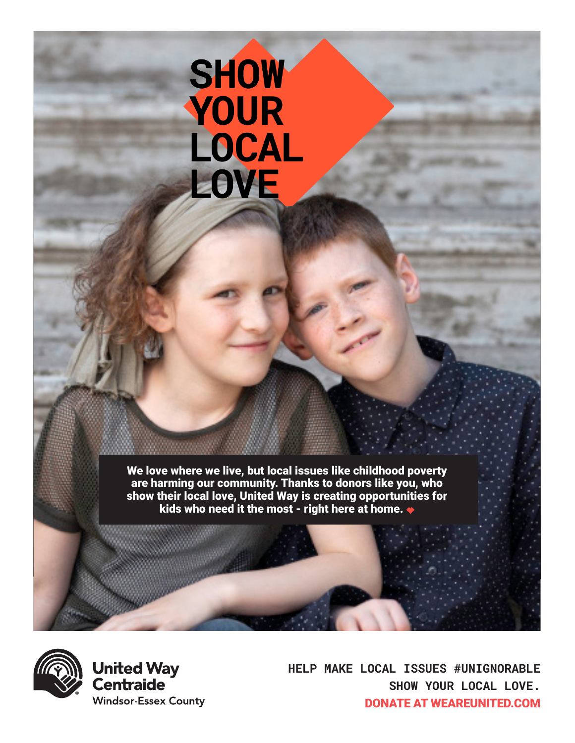# SHOW YOUR LOCAL LOVE

**We love where we live, but local issues like childhood poverty are harming our community. Thanks to donors like you, who show their local love, United Way is creating opportunities for kids who need it the most - right here at home.**

United Way Centraide
Windsor-Essex County

HELP MAKE LOCAL ISSUES #UNIGNORABLE

SHOW YOUR LOCAL LOVE.

**DONATE AT WEAREUNITED.COM**